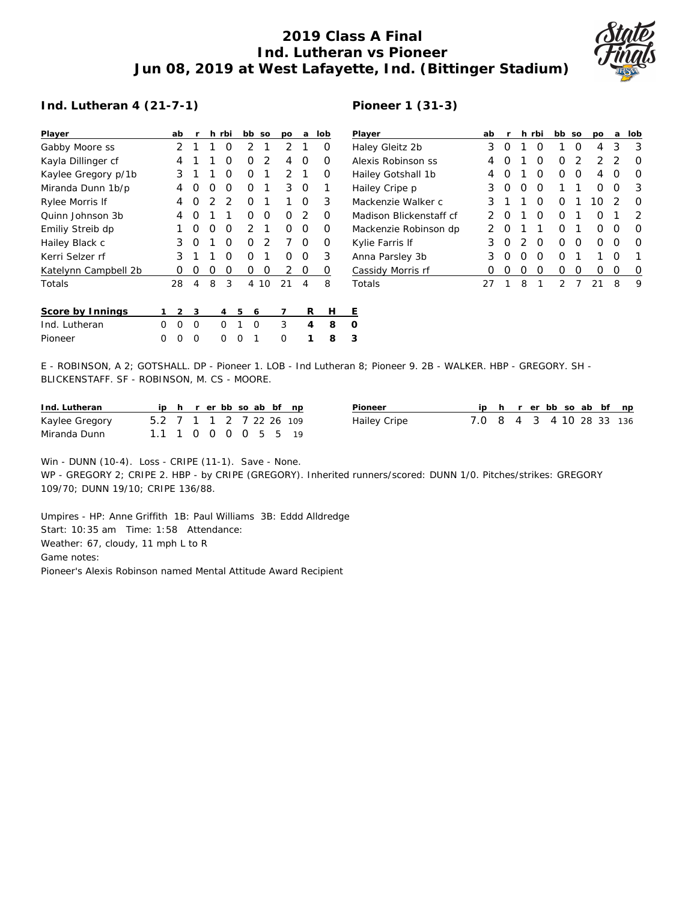# 2019 Class A Final
# Ind. Lutheran vs Pioneer
# Jun 08, 2019 at West Lafayette, Ind. (Bittinger Stadium)

### Ind. Lutheran 4 (21-7-1)

| Player | ab | r | h | rbi | bb | so | po | a | lob |
|---|---|---|---|---|---|---|---|---|---|
| Gabby Moore ss | 2 | 1 | 1 | 0 | 2 | 1 | 2 | 1 | 0 |
| Kayla Dillinger cf | 4 | 1 | 1 | 0 | 0 | 2 | 4 | 0 | 0 |
| Kaylee Gregory p/1b | 3 | 1 | 1 | 0 | 0 | 1 | 2 | 1 | 0 |
| Miranda Dunn 1b/p | 4 | 0 | 0 | 0 | 0 | 1 | 3 | 0 | 1 |
| Rylee Morris lf | 4 | 0 | 2 | 2 | 0 | 1 | 1 | 0 | 3 |
| Quinn Johnson 3b | 4 | 0 | 1 | 1 | 0 | 0 | 0 | 2 | 0 |
| Emiliy Streib dp | 1 | 0 | 0 | 0 | 2 | 1 | 0 | 0 | 0 |
| Hailey Black c | 3 | 0 | 1 | 0 | 0 | 2 | 7 | 0 | 0 |
| Kerri Selzer rf | 3 | 1 | 1 | 0 | 0 | 1 | 0 | 0 | 3 |
| Katelynn Campbell 2b | 0 | 0 | 0 | 0 | 0 | 0 | 2 | 0 | 0 |
| Totals | 28 | 4 | 8 | 3 | 4 | 10 | 21 | 4 | 8 |

### Pioneer 1 (31-3)

| Player | ab | r | h | rbi | bb | so | po | a | lob |
|---|---|---|---|---|---|---|---|---|---|
| Haley Gleitz 2b | 3 | 0 | 1 | 0 | 1 | 0 | 4 | 3 | 3 |
| Alexis Robinson ss | 4 | 0 | 1 | 0 | 0 | 2 | 2 | 2 | 0 |
| Hailey Gotshall 1b | 4 | 0 | 1 | 0 | 0 | 0 | 4 | 0 | 0 |
| Hailey Cripe p | 3 | 0 | 0 | 0 | 1 | 1 | 0 | 0 | 3 |
| Mackenzie Walker c | 3 | 1 | 1 | 0 | 0 | 1 | 10 | 2 | 0 |
| Madison Blickenstaff cf | 2 | 0 | 1 | 0 | 0 | 1 | 0 | 1 | 2 |
| Mackenzie Robinson dp | 2 | 0 | 1 | 1 | 0 | 1 | 0 | 0 | 0 |
| Kylie Farris lf | 3 | 0 | 2 | 0 | 0 | 0 | 0 | 0 | 0 |
| Anna Parsley 3b | 3 | 0 | 0 | 0 | 0 | 1 | 1 | 0 | 1 |
| Cassidy Morris rf | 0 | 0 | 0 | 0 | 0 | 0 | 0 | 0 | 0 |
| Totals | 27 | 1 | 8 | 1 | 2 | 7 | 21 | 8 | 9 |

| Score by Innings | 1 | 2 | 3 | 4 | 5 | 6 | 7 | R | H | E |
|---|---|---|---|---|---|---|---|---|---|---|
| Ind. Lutheran | 0 | 0 | 0 | 0 | 1 | 0 | 3 | **4** | **8** | **0** |
| Pioneer | 0 | 0 | 0 | 0 | 0 | 1 | 0 | **1** | **8** | **3** |

E - ROBINSON, A 2; GOTSHALL. DP - Pioneer 1. LOB - Ind Lutheran 8; Pioneer 9. 2B - WALKER. HBP - GREGORY. SH - BLICKENSTAFF. SF - ROBINSON, M. CS - MOORE.

| Ind. Lutheran | ip | h | r | er | bb | so | ab | bf | np |
|---|---|---|---|---|---|---|---|---|---|
| Kaylee Gregory | 5.2 | 7 | 1 | 1 | 2 | 7 | 22 | 26 | 109 |
| Miranda Dunn | 1.1 | 1 | 0 | 0 | 0 | 0 | 5 | 5 | 19 |

| Pioneer | ip | h | r | er | bb | so | ab | bf | np |
|---|---|---|---|---|---|---|---|---|---|
| Hailey Cripe | 7.0 | 8 | 4 | 3 | 4 | 10 | 28 | 33 | 136 |

Win - DUNN (10-4). Loss - CRIPE (11-1). Save - None.
WP - GREGORY 2; CRIPE 2. HBP - by CRIPE (GREGORY). Inherited runners/scored: DUNN 1/0. Pitches/strikes: GREGORY 109/70; DUNN 19/10; CRIPE 136/88.

Umpires - HP: Anne Griffith 1B: Paul Williams 3B: Eddd Alldredge
Start: 10:35 am Time: 1:58 Attendance:
Weather: 67, cloudy, 11 mph L to R
Game notes:
Pioneer's Alexis Robinson named Mental Attitude Award Recipient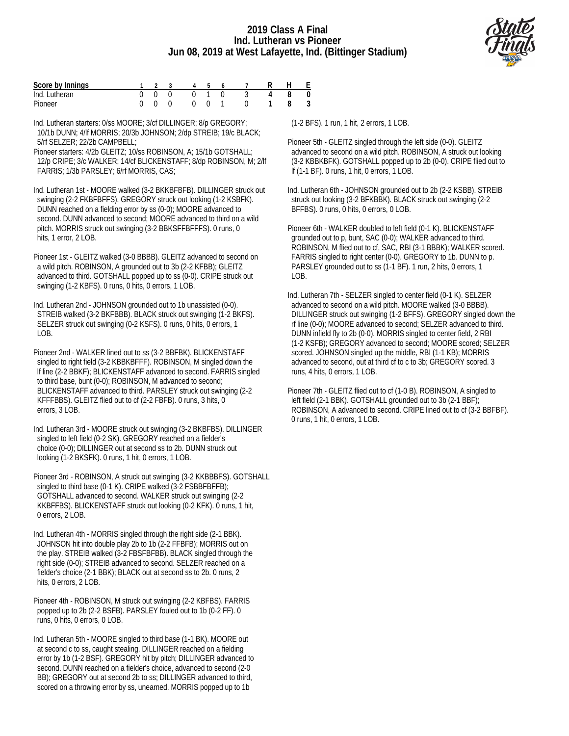# 2019 Class A Final
## Ind. Lutheran vs Pioneer
## Jun 08, 2019 at West Lafayette, Ind. (Bittinger Stadium)

| Score by Innings | 1 | 2 | 3 | 4 | 5 | 6 | 7 | R | H | E |
|---|---|---|---|---|---|---|---|---|---|---|
| Ind. Lutheran | 0 | 0 | 0 | 0 | 1 | 0 | 3 | **4** | **8** | **0** |
| Pioneer | 0 | 0 | 0 | 0 | 0 | 1 | 0 | **1** | **8** | **3** |

Ind. Lutheran starters: 0/ss MOORE; 3/cf DILLINGER; 8/p GREGORY; 10/1b DUNN; 4/lf MORRIS; 20/3b JOHNSON; 2/dp STREIB; 19/c BLACK; 5/rf SELZER; 22/2b CAMPBELL;

Pioneer starters: 4/2b GLEITZ; 10/ss ROBINSON, A; 15/1b GOTSHALL; 12/p CRIPE; 3/c WALKER; 14/cf BLICKENSTAFF; 8/dp ROBINSON, M; 2/lf FARRIS; 1/3b PARSLEY; 6/rf MORRIS, CAS;

Ind. Lutheran 1st - MOORE walked (3-2 BKKBFBFB). DILLINGER struck out swinging (2-2 FKBFBFFS). GREGORY struck out looking (1-2 KSBFK). DUNN reached on a fielding error by ss (0-0); MOORE advanced to second. DUNN advanced to second; MOORE advanced to third on a wild pitch. MORRIS struck out swinging (3-2 BBKSFFBFFFS). 0 runs, 0 hits, 1 error, 2 LOB.

Pioneer 1st - GLEITZ walked (3-0 BBBB). GLEITZ advanced to second on a wild pitch. ROBINSON, A grounded out to 3b (2-2 KFBB); GLEITZ advanced to third. GOTSHALL popped up to ss (0-0). CRIPE struck out swinging (1-2 KBFS). 0 runs, 0 hits, 0 errors, 1 LOB.

Ind. Lutheran 2nd - JOHNSON grounded out to 1b unassisted (0-0). STREIB walked (3-2 BKFBBB). BLACK struck out swinging (1-2 BKFS). SELZER struck out swinging (0-2 KSFS). 0 runs, 0 hits, 0 errors, 1 LOB.

Pioneer 2nd - WALKER lined out to ss (3-2 BBFBK). BLICKENSTAFF singled to right field (3-2 KBBKBFFF). ROBINSON, M singled down the lf line (2-2 BBKF); BLICKENSTAFF advanced to second. FARRIS singled to third base, bunt (0-0); ROBINSON, M advanced to second; BLICKENSTAFF advanced to third. PARSLEY struck out swinging (2-2 KFFFBBS). GLEITZ flied out to cf (2-2 FBFB). 0 runs, 3 hits, 0 errors, 3 LOB.

Ind. Lutheran 3rd - MOORE struck out swinging (3-2 BKBFBS). DILLINGER singled to left field (0-2 SK). GREGORY reached on a fielder's choice (0-0); DILLINGER out at second ss to 2b. DUNN struck out looking (1-2 BKSFK). 0 runs, 1 hit, 0 errors, 1 LOB.

Pioneer 3rd - ROBINSON, A struck out swinging (3-2 KKBBBFS). GOTSHALL singled to third base (0-1 K). CRIPE walked (3-2 FSBBFBFFB); GOTSHALL advanced to second. WALKER struck out swinging (2-2 KKBFFBS). BLICKENSTAFF struck out looking (0-2 KFK). 0 runs, 1 hit, 0 errors, 2 LOB.

Ind. Lutheran 4th - MORRIS singled through the right side (2-1 BBK). JOHNSON hit into double play 2b to 1b (2-2 FFBFB); MORRIS out on the play. STREIB walked (3-2 FBSFBFBB). BLACK singled through the right side (0-0); STREIB advanced to second. SELZER reached on a fielder's choice (2-1 BBK); BLACK out at second ss to 2b. 0 runs, 2 hits, 0 errors, 2 LOB.

Pioneer 4th - ROBINSON, M struck out swinging (2-2 KBFBS). FARRIS popped up to 2b (2-2 BSFB). PARSLEY fouled out to 1b (0-2 FF). 0 runs, 0 hits, 0 errors, 0 LOB.

Ind. Lutheran 5th - MOORE singled to third base (1-1 BK). MOORE out at second c to ss, caught stealing. DILLINGER reached on a fielding error by 1b (1-2 BSF). GREGORY hit by pitch; DILLINGER advanced to second. DUNN reached on a fielder's choice, advanced to second (2-0 BB); GREGORY out at second 2b to ss; DILLINGER advanced to third, scored on a throwing error by ss, unearned. MORRIS popped up to 1b (1-2 BFS). 1 run, 1 hit, 2 errors, 1 LOB.

Pioneer 5th - GLEITZ singled through the left side (0-0). GLEITZ advanced to second on a wild pitch. ROBINSON, A struck out looking (3-2 KBBKBFK). GOTSHALL popped up to 2b (0-0). CRIPE flied out to lf (1-1 BF). 0 runs, 1 hit, 0 errors, 1 LOB.

Ind. Lutheran 6th - JOHNSON grounded out to 2b (2-2 KSBB). STREIB struck out looking (3-2 BFKBBK). BLACK struck out swinging (2-2 BFFBS). 0 runs, 0 hits, 0 errors, 0 LOB.

Pioneer 6th - WALKER doubled to left field (0-1 K). BLICKENSTAFF grounded out to p, bunt, SAC (0-0); WALKER advanced to third. ROBINSON, M flied out to cf, SAC, RBI (3-1 BBBK); WALKER scored. FARRIS singled to right center (0-0). GREGORY to 1b. DUNN to p. PARSLEY grounded out to ss (1-1 BF). 1 run, 2 hits, 0 errors, 1 LOB.

Ind. Lutheran 7th - SELZER singled to center field (0-1 K). SELZER advanced to second on a wild pitch. MOORE walked (3-0 BBBB). DILLINGER struck out swinging (1-2 BFFS). GREGORY singled down the rf line (0-0); MOORE advanced to second; SELZER advanced to third. DUNN infield fly to 2b (0-0). MORRIS singled to center field, 2 RBI (1-2 KSFB); GREGORY advanced to second; MOORE scored; SELZER scored. JOHNSON singled up the middle, RBI (1-1 KB); MORRIS advanced to second, out at third cf to c to 3b; GREGORY scored. 3 runs, 4 hits, 0 errors, 1 LOB.

Pioneer 7th - GLEITZ flied out to cf (1-0 B). ROBINSON, A singled to left field (2-1 BBK). GOTSHALL grounded out to 3b (2-1 BBF); ROBINSON, A advanced to second. CRIPE lined out to cf (3-2 BBFBF). 0 runs, 1 hit, 0 errors, 1 LOB.